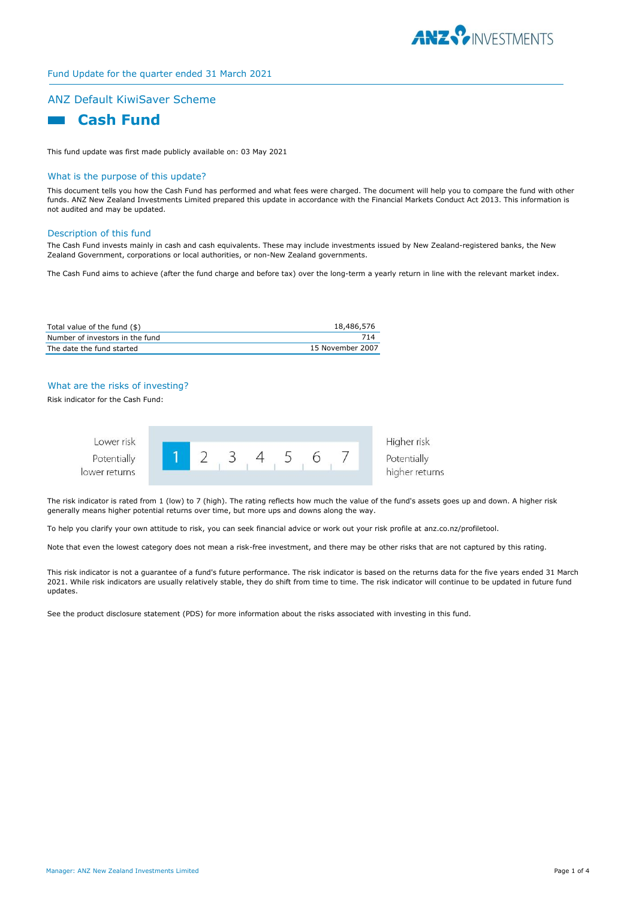Fund Update for the quarter ended 31 March 2021

## ANZ Default KiwiSaver Scheme

# Cash Fund

This fund update was first made publicly available on: 03 May 2021

## What is the purpose of this update?

This document tells you how the Cash Fund has performed and what fees were charged. The document will help you to compare the fund with other funds. ANZ New Zealand Investments Limited prepared this update in accordance with the Financial Markets Conduct Act 2013. This information is not audited and may be updated.

## Description of this fund

The Cash Fund invests mainly in cash and cash equivalents. These may include investments issued by New Zealand-registered banks, the New Zealand Government, corporations or local authorities, or non-New Zealand governments.

The Cash Fund aims to achieve (after the fund charge and before tax) over the long-term a yearly return in line with the relevant market index.

| | |
|---|---|
| Total value of the fund ($) | 18,486,576 |
| Number of investors in the fund | 714 |
| The date the fund started | 15 November 2007 |

## What are the risks of investing?

Risk indicator for the Cash Fund:

| Lower risk<br>Potentially lower returns | **1** | 2 | 3 | 4 | 5 | 6 | 7 | Higher risk<br>Potentially higher returns |
|---|---|---|---|---|---|---|---|---|

The risk indicator is rated from 1 (low) to 7 (high). The rating reflects how much the value of the fund's assets goes up and down. A higher risk generally means higher potential returns over time, but more ups and downs along the way.

To help you clarify your own attitude to risk, you can seek financial advice or work out your risk profile at anz.co.nz/profiletool.

Note that even the lowest category does not mean a risk-free investment, and there may be other risks that are not captured by this rating.

This risk indicator is not a guarantee of a fund's future performance. The risk indicator is based on the returns data for the five years ended 31 March 2021. While risk indicators are usually relatively stable, they do shift from time to time. The risk indicator will continue to be updated in future fund updates.

See the product disclosure statement (PDS) for more information about the risks associated with investing in this fund.

Manager: ANZ New Zealand Investments Limited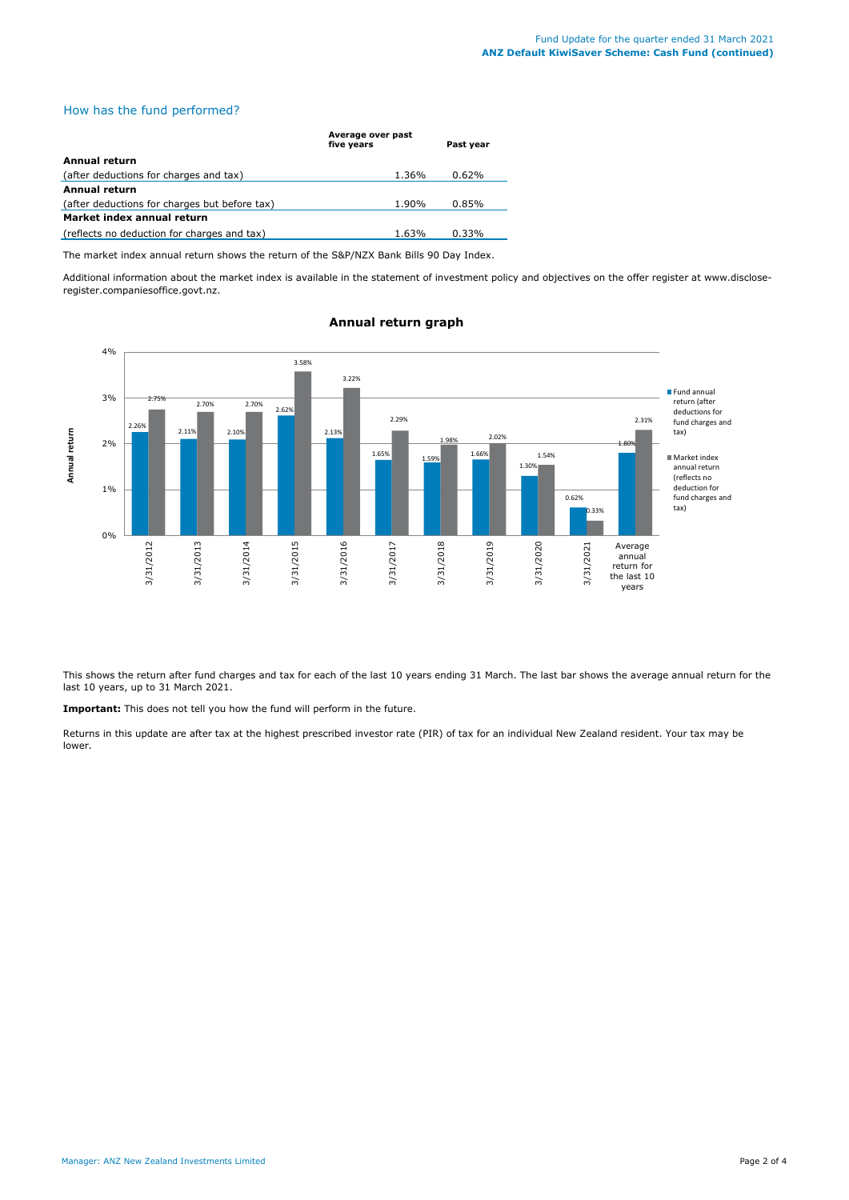## How has the fund performed?

| | Average over past five years | Past year |
|---|---|---|
| **Annual return** | | |
| (after deductions for charges and tax) | 1.36% | 0.62% |
| **Annual return** | | |
| (after deductions for charges but before tax) | 1.90% | 0.85% |
| **Market index annual return** | | |
| (reflects no deduction for charges and tax) | 1.63% | 0.33% |

The market index annual return shows the return of the S&P/NZX Bank Bills 90 Day Index.

Additional information about the market index is available in the statement of investment policy and objectives on the offer register at www.disclose-register.companiesoffice.govt.nz.

### Annual return graph

| Year | Fund annual return (after deductions for fund charges and tax) | Market index annual return (reflects no deduction for fund charges and tax) |
|---|---|---|
| 3/31/2012 | 2.26% | 2.75% |
| 3/31/2013 | 2.11% | 2.70% |
| 3/31/2014 | 2.10% | 2.70% |
| 3/31/2015 | 2.62% | 3.58% |
| 3/31/2016 | 2.13% | 3.22% |
| 3/31/2017 | 1.65% | 2.29% |
| 3/31/2018 | 1.59% | 1.98% |
| 3/31/2019 | 1.66% | 2.02% |
| 3/31/2020 | 1.30% | 1.54% |
| 3/31/2021 | 0.62% | 0.33% |
| Average annual return for the last 10 years | 1.80% | 2.31% |

This shows the return after fund charges and tax for each of the last 10 years ending 31 March. The last bar shows the average annual return for the last 10 years, up to 31 March 2021.

**Important:** This does not tell you how the fund will perform in the future.

Returns in this update are after tax at the highest prescribed investor rate (PIR) of tax for an individual New Zealand resident. Your tax may be lower.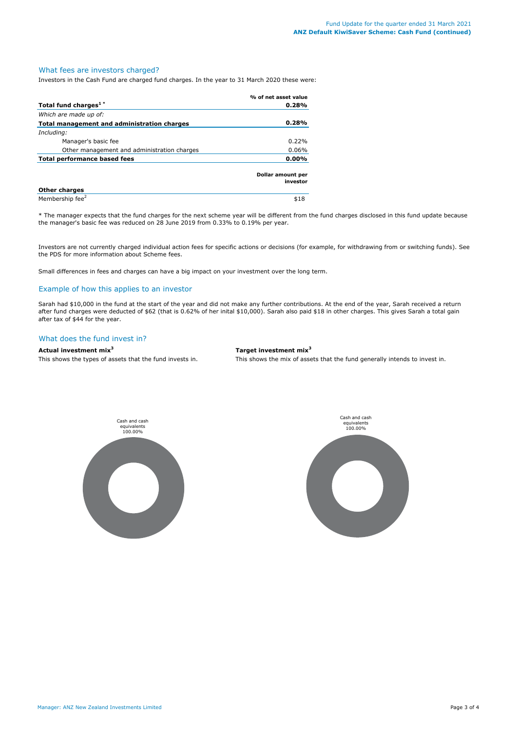## What fees are investors charged?

Investors in the Cash Fund are charged fund charges. In the year to 31 March 2020 these were:

| | % of net asset value |
|---|---|
| **Total fund charges[1] \*** | **0.28%** |
| *Which are made up of:* | |
| **Total management and administration charges** | **0.28%** |
| *Including:* | |
| Manager's basic fee | 0.22% |
| Other management and administration charges | 0.06% |
| **Total performance based fees** | **0.00%** |

| | Dollar amount per investor |
|---|---|
| **Other charges** | |
| Membership fee[2] | $18 |

\* The manager expects that the fund charges for the next scheme year will be different from the fund charges disclosed in this fund update because the manager's basic fee was reduced on 28 June 2019 from 0.33% to 0.19% per year.

Investors are not currently charged individual action fees for specific actions or decisions (for example, for withdrawing from or switching funds). See the PDS for more information about Scheme fees.

Small differences in fees and charges can have a big impact on your investment over the long term.

## Example of how this applies to an investor

Sarah had $10,000 in the fund at the start of the year and did not make any further contributions. At the end of the year, Sarah received a return after fund charges were deducted of $62 (that is 0.62% of her inital $10,000). Sarah also paid $18 in other charges. This gives Sarah a total gain after tax of $44 for the year.

## What does the fund invest in?

**Actual investment mix[3]**

This shows the types of assets that the fund invests in.

Cash and cash equivalents 100.00%

**Target investment mix[3]**

This shows the mix of assets that the fund generally intends to invest in.

Cash and cash equivalents 100.00%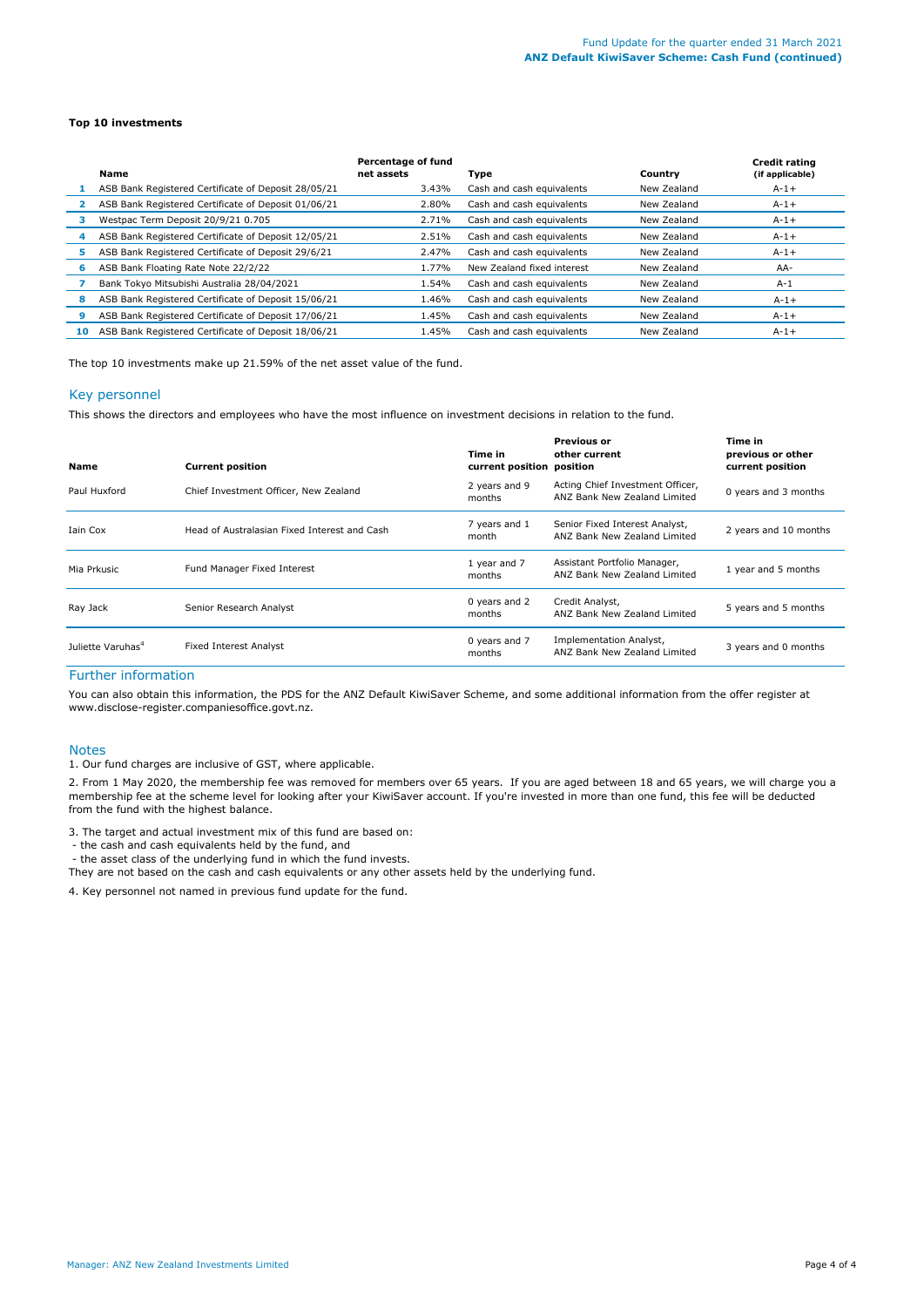### Top 10 investments

| | Name | Percentage of fund net assets | Type | Country | Credit rating (if applicable) |
|---|---|---|---|---|---|
| 1 | ASB Bank Registered Certificate of Deposit 28/05/21 | 3.43% | Cash and cash equivalents | New Zealand | A-1+ |
| 2 | ASB Bank Registered Certificate of Deposit 01/06/21 | 2.80% | Cash and cash equivalents | New Zealand | A-1+ |
| 3 | Westpac Term Deposit 20/9/21 0.705 | 2.71% | Cash and cash equivalents | New Zealand | A-1+ |
| 4 | ASB Bank Registered Certificate of Deposit 12/05/21 | 2.51% | Cash and cash equivalents | New Zealand | A-1+ |
| 5 | ASB Bank Registered Certificate of Deposit 29/6/21 | 2.47% | Cash and cash equivalents | New Zealand | A-1+ |
| 6 | ASB Bank Floating Rate Note 22/2/22 | 1.77% | New Zealand fixed interest | New Zealand | AA- |
| 7 | Bank Tokyo Mitsubishi Australia 28/04/2021 | 1.54% | Cash and cash equivalents | New Zealand | A-1 |
| 8 | ASB Bank Registered Certificate of Deposit 15/06/21 | 1.46% | Cash and cash equivalents | New Zealand | A-1+ |
| 9 | ASB Bank Registered Certificate of Deposit 17/06/21 | 1.45% | Cash and cash equivalents | New Zealand | A-1+ |
| 10 | ASB Bank Registered Certificate of Deposit 18/06/21 | 1.45% | Cash and cash equivalents | New Zealand | A-1+ |

The top 10 investments make up 21.59% of the net asset value of the fund.

## Key personnel

This shows the directors and employees who have the most influence on investment decisions in relation to the fund.

| Name | Current position | Time in current position | Previous or other current position | Time in previous or other current position |
|---|---|---|---|---|
| Paul Huxford | Chief Investment Officer, New Zealand | 2 years and 9 months | Acting Chief Investment Officer, ANZ Bank New Zealand Limited | 0 years and 3 months |
| Iain Cox | Head of Australasian Fixed Interest and Cash | 7 years and 1 month | Senior Fixed Interest Analyst, ANZ Bank New Zealand Limited | 2 years and 10 months |
| Mia Prkusic | Fund Manager Fixed Interest | 1 year and 7 months | Assistant Portfolio Manager, ANZ Bank New Zealand Limited | 1 year and 5 months |
| Ray Jack | Senior Research Analyst | 0 years and 2 months | Credit Analyst, ANZ Bank New Zealand Limited | 5 years and 5 months |
| Juliette Varuhas[4] | Fixed Interest Analyst | 0 years and 7 months | Implementation Analyst, ANZ Bank New Zealand Limited | 3 years and 0 months |

## Further information

You can also obtain this information, the PDS for the ANZ Default KiwiSaver Scheme, and some additional information from the offer register at www.disclose-register.companiesoffice.govt.nz.

## Notes

1. Our fund charges are inclusive of GST, where applicable.

2. From 1 May 2020, the membership fee was removed for members over 65 years. If you are aged between 18 and 65 years, we will charge you a membership fee at the scheme level for looking after your KiwiSaver account. If you're invested in more than one fund, this fee will be deducted from the fund with the highest balance.

3. The target and actual investment mix of this fund are based on:
- the cash and cash equivalents held by the fund, and
- the asset class of the underlying fund in which the fund invests.

They are not based on the cash and cash equivalents or any other assets held by the underlying fund.

4. Key personnel not named in previous fund update for the fund.